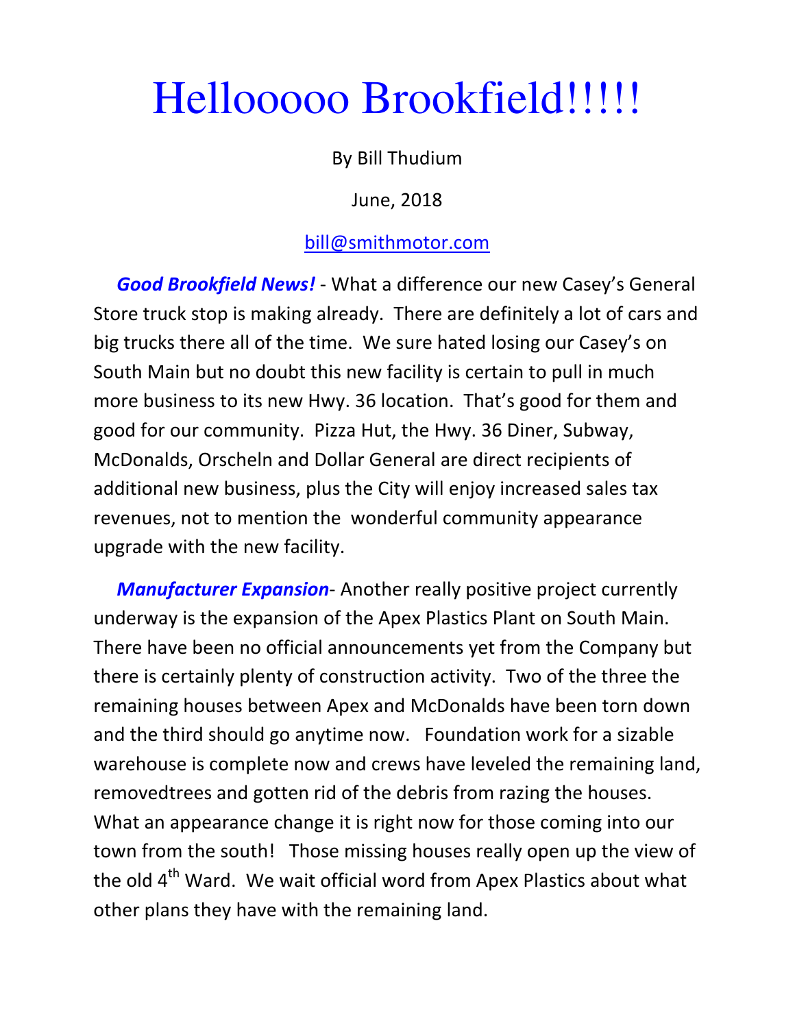# Hellooooo Brookfield!!!!!

By Bill Thudium

June, 2018

bill@smithmotor.com

***Good Brookfield News!*** - What a difference our new Casey's General Store truck stop is making already. There are definitely a lot of cars and big trucks there all of the time. We sure hated losing our Casey's on South Main but no doubt this new facility is certain to pull in much more business to its new Hwy. 36 location. That's good for them and good for our community. Pizza Hut, the Hwy. 36 Diner, Subway, McDonalds, Orscheln and Dollar General are direct recipients of additional new business, plus the City will enjoy increased sales tax revenues, not to mention the wonderful community appearance upgrade with the new facility.

***Manufacturer Expansion***- Another really positive project currently underway is the expansion of the Apex Plastics Plant on South Main. There have been no official announcements yet from the Company but there is certainly plenty of construction activity. Two of the three the remaining houses between Apex and McDonalds have been torn down and the third should go anytime now. Foundation work for a sizable warehouse is complete now and crews have leveled the remaining land, removedtrees and gotten rid of the debris from razing the houses. What an appearance change it is right now for those coming into our town from the south! Those missing houses really open up the view of the old 4th Ward. We wait official word from Apex Plastics about what other plans they have with the remaining land.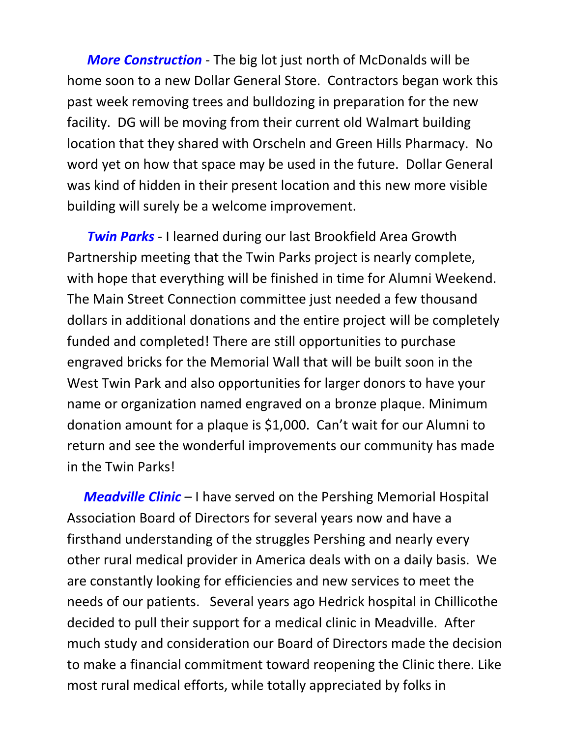***More Construction*** - The big lot just north of McDonalds will be home soon to a new Dollar General Store. Contractors began work this past week removing trees and bulldozing in preparation for the new facility. DG will be moving from their current old Walmart building location that they shared with Orscheln and Green Hills Pharmacy. No word yet on how that space may be used in the future. Dollar General was kind of hidden in their present location and this new more visible building will surely be a welcome improvement.

***Twin Parks*** - I learned during our last Brookfield Area Growth Partnership meeting that the Twin Parks project is nearly complete, with hope that everything will be finished in time for Alumni Weekend. The Main Street Connection committee just needed a few thousand dollars in additional donations and the entire project will be completely funded and completed! There are still opportunities to purchase engraved bricks for the Memorial Wall that will be built soon in the West Twin Park and also opportunities for larger donors to have your name or organization named engraved on a bronze plaque. Minimum donation amount for a plaque is $1,000. Can't wait for our Alumni to return and see the wonderful improvements our community has made in the Twin Parks!

***Meadville Clinic*** – I have served on the Pershing Memorial Hospital Association Board of Directors for several years now and have a firsthand understanding of the struggles Pershing and nearly every other rural medical provider in America deals with on a daily basis. We are constantly looking for efficiencies and new services to meet the needs of our patients. Several years ago Hedrick hospital in Chillicothe decided to pull their support for a medical clinic in Meadville. After much study and consideration our Board of Directors made the decision to make a financial commitment toward reopening the Clinic there. Like most rural medical efforts, while totally appreciated by folks in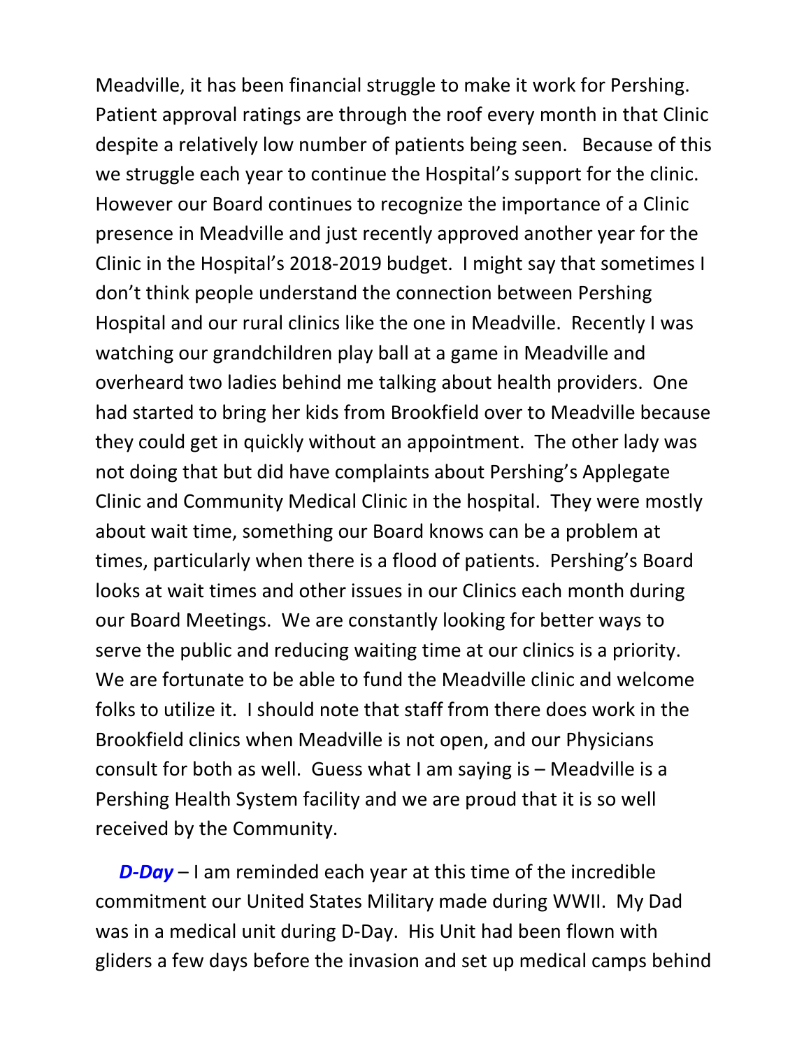Meadville, it has been financial struggle to make it work for Pershing. Patient approval ratings are through the roof every month in that Clinic despite a relatively low number of patients being seen. Because of this we struggle each year to continue the Hospital's support for the clinic. However our Board continues to recognize the importance of a Clinic presence in Meadville and just recently approved another year for the Clinic in the Hospital's 2018-2019 budget. I might say that sometimes I don't think people understand the connection between Pershing Hospital and our rural clinics like the one in Meadville. Recently I was watching our grandchildren play ball at a game in Meadville and overheard two ladies behind me talking about health providers. One had started to bring her kids from Brookfield over to Meadville because they could get in quickly without an appointment. The other lady was not doing that but did have complaints about Pershing's Applegate Clinic and Community Medical Clinic in the hospital. They were mostly about wait time, something our Board knows can be a problem at times, particularly when there is a flood of patients. Pershing's Board looks at wait times and other issues in our Clinics each month during our Board Meetings. We are constantly looking for better ways to serve the public and reducing waiting time at our clinics is a priority. We are fortunate to be able to fund the Meadville clinic and welcome folks to utilize it. I should note that staff from there does work in the Brookfield clinics when Meadville is not open, and our Physicians consult for both as well. Guess what I am saying is – Meadville is a Pershing Health System facility and we are proud that it is so well received by the Community.

***D-Day*** – I am reminded each year at this time of the incredible commitment our United States Military made during WWII. My Dad was in a medical unit during D-Day. His Unit had been flown with gliders a few days before the invasion and set up medical camps behind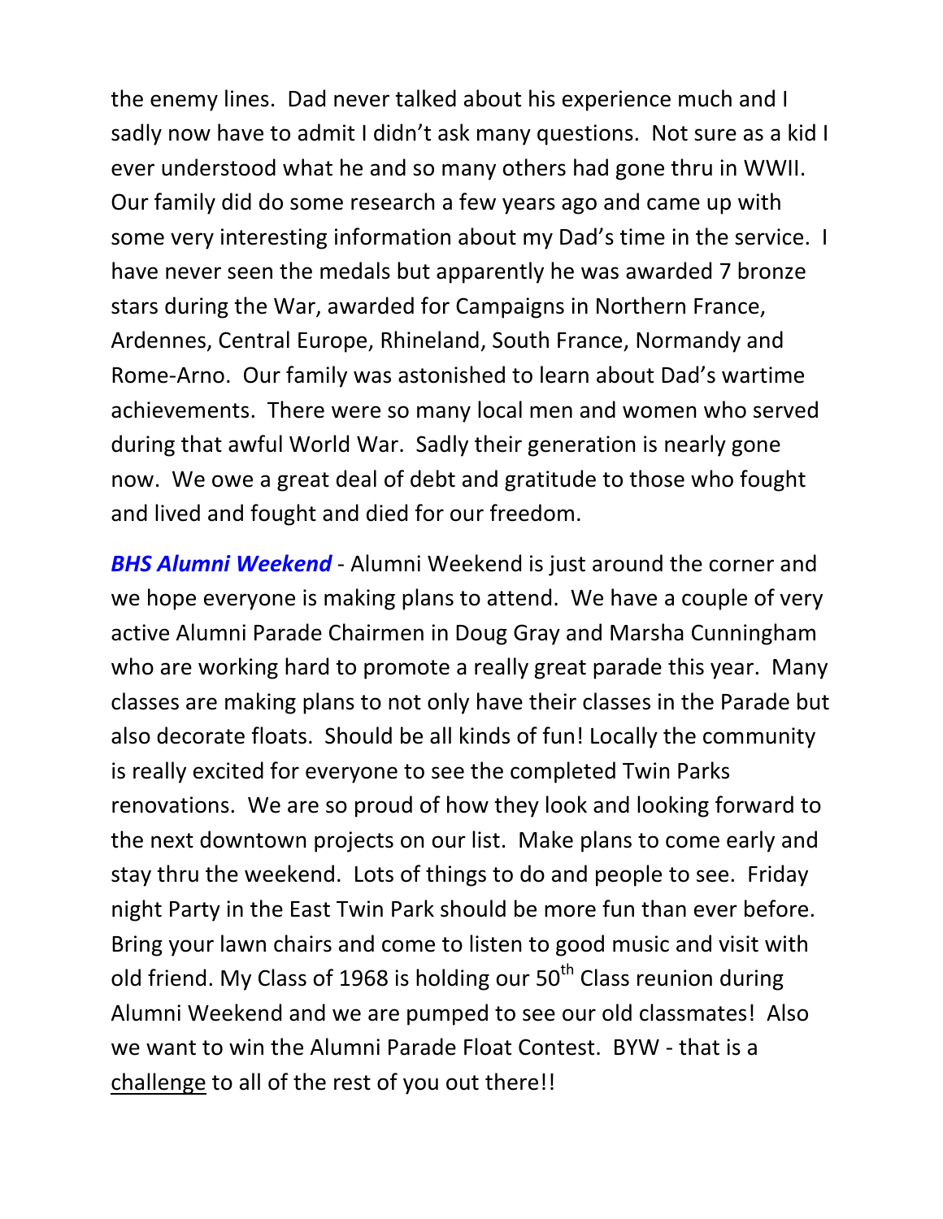the enemy lines. Dad never talked about his experience much and I sadly now have to admit I didn't ask many questions. Not sure as a kid I ever understood what he and so many others had gone thru in WWII. Our family did do some research a few years ago and came up with some very interesting information about my Dad's time in the service. I have never seen the medals but apparently he was awarded 7 bronze stars during the War, awarded for Campaigns in Northern France, Ardennes, Central Europe, Rhineland, South France, Normandy and Rome-Arno. Our family was astonished to learn about Dad's wartime achievements. There were so many local men and women who served during that awful World War. Sadly their generation is nearly gone now. We owe a great deal of debt and gratitude to those who fought and lived and fought and died for our freedom.

***BHS Alumni Weekend*** - Alumni Weekend is just around the corner and we hope everyone is making plans to attend. We have a couple of very active Alumni Parade Chairmen in Doug Gray and Marsha Cunningham who are working hard to promote a really great parade this year. Many classes are making plans to not only have their classes in the Parade but also decorate floats. Should be all kinds of fun! Locally the community is really excited for everyone to see the completed Twin Parks renovations. We are so proud of how they look and looking forward to the next downtown projects on our list. Make plans to come early and stay thru the weekend. Lots of things to do and people to see. Friday night Party in the East Twin Park should be more fun than ever before. Bring your lawn chairs and come to listen to good music and visit with old friend. My Class of 1968 is holding our 50th Class reunion during Alumni Weekend and we are pumped to see our old classmates! Also we want to win the Alumni Parade Float Contest. BYW - that is a <u>challenge</u> to all of the rest of you out there!!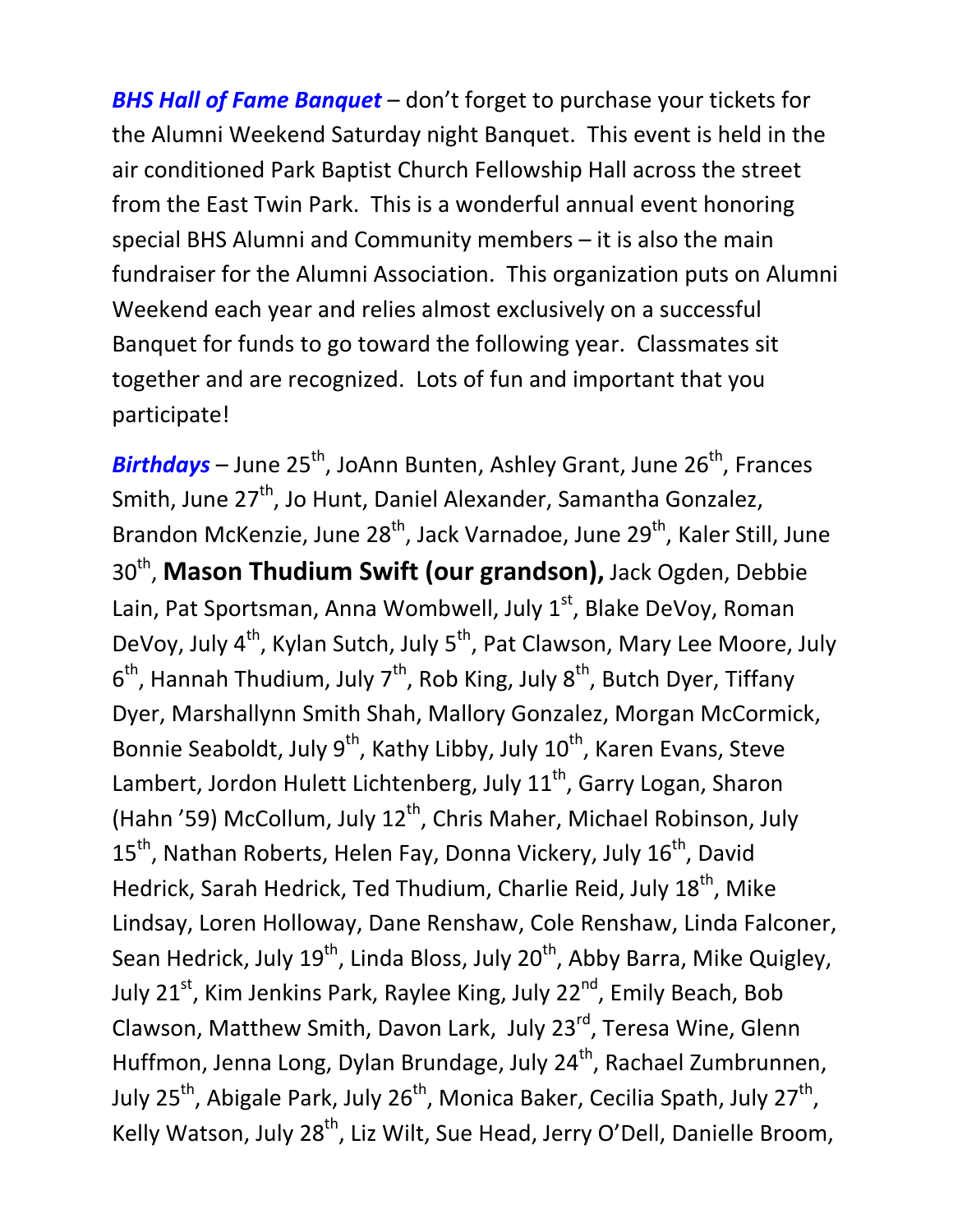***BHS Hall of Fame Banquet*** – don't forget to purchase your tickets for the Alumni Weekend Saturday night Banquet. This event is held in the air conditioned Park Baptist Church Fellowship Hall across the street from the East Twin Park. This is a wonderful annual event honoring special BHS Alumni and Community members – it is also the main fundraiser for the Alumni Association. This organization puts on Alumni Weekend each year and relies almost exclusively on a successful Banquet for funds to go toward the following year. Classmates sit together and are recognized. Lots of fun and important that you participate!

***Birthdays*** – June 25th, JoAnn Bunten, Ashley Grant, June 26th, Frances Smith, June 27th, Jo Hunt, Daniel Alexander, Samantha Gonzalez, Brandon McKenzie, June 28th, Jack Varnadoe, June 29th, Kaler Still, June 30th, **Mason Thudium Swift (our grandson),** Jack Ogden, Debbie Lain, Pat Sportsman, Anna Wombwell, July 1st, Blake DeVoy, Roman DeVoy, July 4th, Kylan Sutch, July 5th, Pat Clawson, Mary Lee Moore, July 6th, Hannah Thudium, July 7th, Rob King, July 8th, Butch Dyer, Tiffany Dyer, Marshallynn Smith Shah, Mallory Gonzalez, Morgan McCormick, Bonnie Seaboldt, July 9th, Kathy Libby, July 10th, Karen Evans, Steve Lambert, Jordon Hulett Lichtenberg, July 11th, Garry Logan, Sharon (Hahn '59) McCollum, July 12th, Chris Maher, Michael Robinson, July 15th, Nathan Roberts, Helen Fay, Donna Vickery, July 16th, David Hedrick, Sarah Hedrick, Ted Thudium, Charlie Reid, July 18th, Mike Lindsay, Loren Holloway, Dane Renshaw, Cole Renshaw, Linda Falconer, Sean Hedrick, July 19th, Linda Bloss, July 20th, Abby Barra, Mike Quigley, July 21st, Kim Jenkins Park, Raylee King, July 22nd, Emily Beach, Bob Clawson, Matthew Smith, Davon Lark, July 23rd, Teresa Wine, Glenn Huffmon, Jenna Long, Dylan Brundage, July 24th, Rachael Zumbrunnen, July 25th, Abigale Park, July 26th, Monica Baker, Cecilia Spath, July 27th, Kelly Watson, July 28th, Liz Wilt, Sue Head, Jerry O'Dell, Danielle Broom,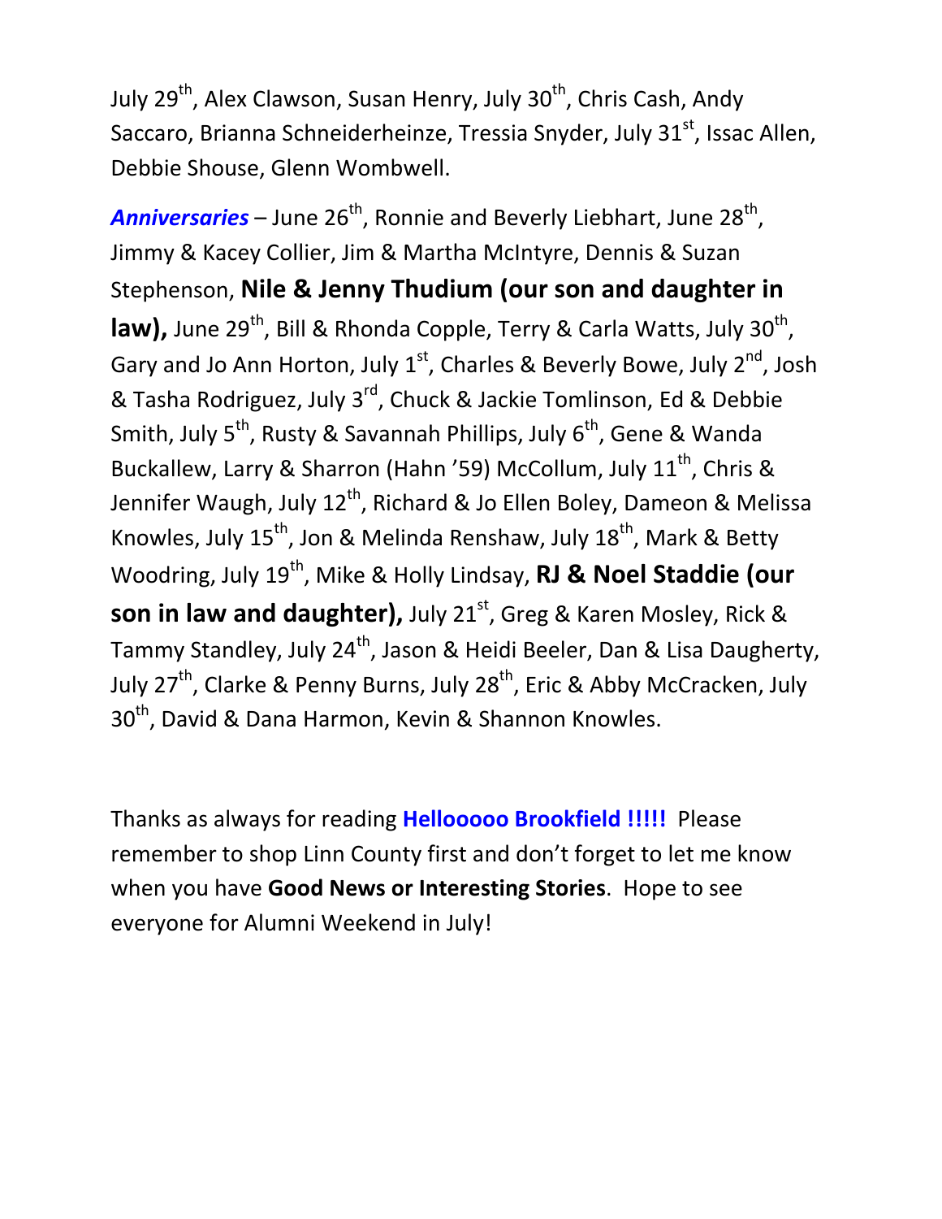July 29th, Alex Clawson, Susan Henry, July 30th, Chris Cash, Andy Saccaro, Brianna Schneiderheinze, Tressia Snyder, July 31st, Issac Allen, Debbie Shouse, Glenn Wombwell.

***Anniversaries*** – June 26th, Ronnie and Beverly Liebhart, June 28th, Jimmy & Kacey Collier, Jim & Martha McIntyre, Dennis & Suzan Stephenson, **Nile & Jenny Thudium (our son and daughter in law),** June 29th, Bill & Rhonda Copple, Terry & Carla Watts, July 30th, Gary and Jo Ann Horton, July 1st, Charles & Beverly Bowe, July 2nd, Josh & Tasha Rodriguez, July 3rd, Chuck & Jackie Tomlinson, Ed & Debbie Smith, July 5th, Rusty & Savannah Phillips, July 6th, Gene & Wanda Buckallew, Larry & Sharron (Hahn '59) McCollum, July 11th, Chris & Jennifer Waugh, July 12th, Richard & Jo Ellen Boley, Dameon & Melissa Knowles, July 15th, Jon & Melinda Renshaw, July 18th, Mark & Betty Woodring, July 19th, Mike & Holly Lindsay, **RJ & Noel Staddie (our son in law and daughter),** July 21st, Greg & Karen Mosley, Rick & Tammy Standley, July 24th, Jason & Heidi Beeler, Dan & Lisa Daugherty, July 27th, Clarke & Penny Burns, July 28th, Eric & Abby McCracken, July 30th, David & Dana Harmon, Kevin & Shannon Knowles.

Thanks as always for reading **Hellooooo Brookfield !!!!!** Please remember to shop Linn County first and don't forget to let me know when you have **Good News or Interesting Stories**. Hope to see everyone for Alumni Weekend in July!